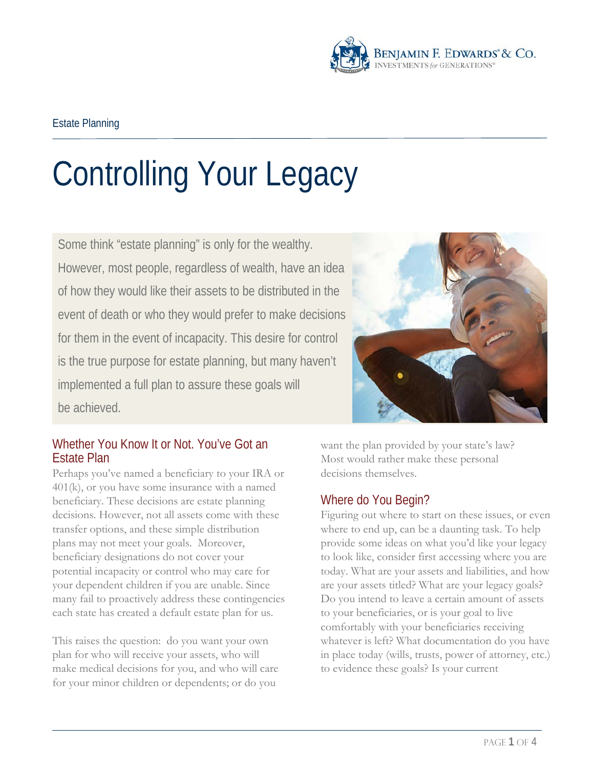Estate Planning

# Controlling Your Legacy

Some think "estate planning" is only for the wealthy. However, most people, regardless of wealth, have an idea of how they would like their assets to be distributed in the event of death or who they would prefer to make decisions for them in the event of incapacity. This desire for control is the true purpose for estate planning, but many haven't implemented a full plan to assure these goals will be achieved.

## Whether You Know It or Not. You've Got an Estate Plan

Perhaps you've named a beneficiary to your IRA or 401(k), or you have some insurance with a named beneficiary. These decisions are estate planning decisions. However, not all assets come with these transfer options, and these simple distribution plans may not meet your goals. Moreover, beneficiary designations do not cover your potential incapacity or control who may care for your dependent children if you are unable. Since many fail to proactively address these contingencies each state has created a default estate plan for us.

This raises the question: do you want your own plan for who will receive your assets, who will make medical decisions for you, and who will care for your minor children or dependents; or do you want the plan provided by your state's law? Most would rather make these personal decisions themselves.

## Where do You Begin?

Figuring out where to start on these issues, or even where to end up, can be a daunting task. To help provide some ideas on what you'd like your legacy to look like, consider first accessing where you are today. What are your assets and liabilities, and how are your assets titled? What are your legacy goals? Do you intend to leave a certain amount of assets to your beneficiaries, or is your goal to live comfortably with your beneficiaries receiving whatever is left? What documentation do you have in place today (wills, trusts, power of attorney, etc.) to evidence these goals? Is your current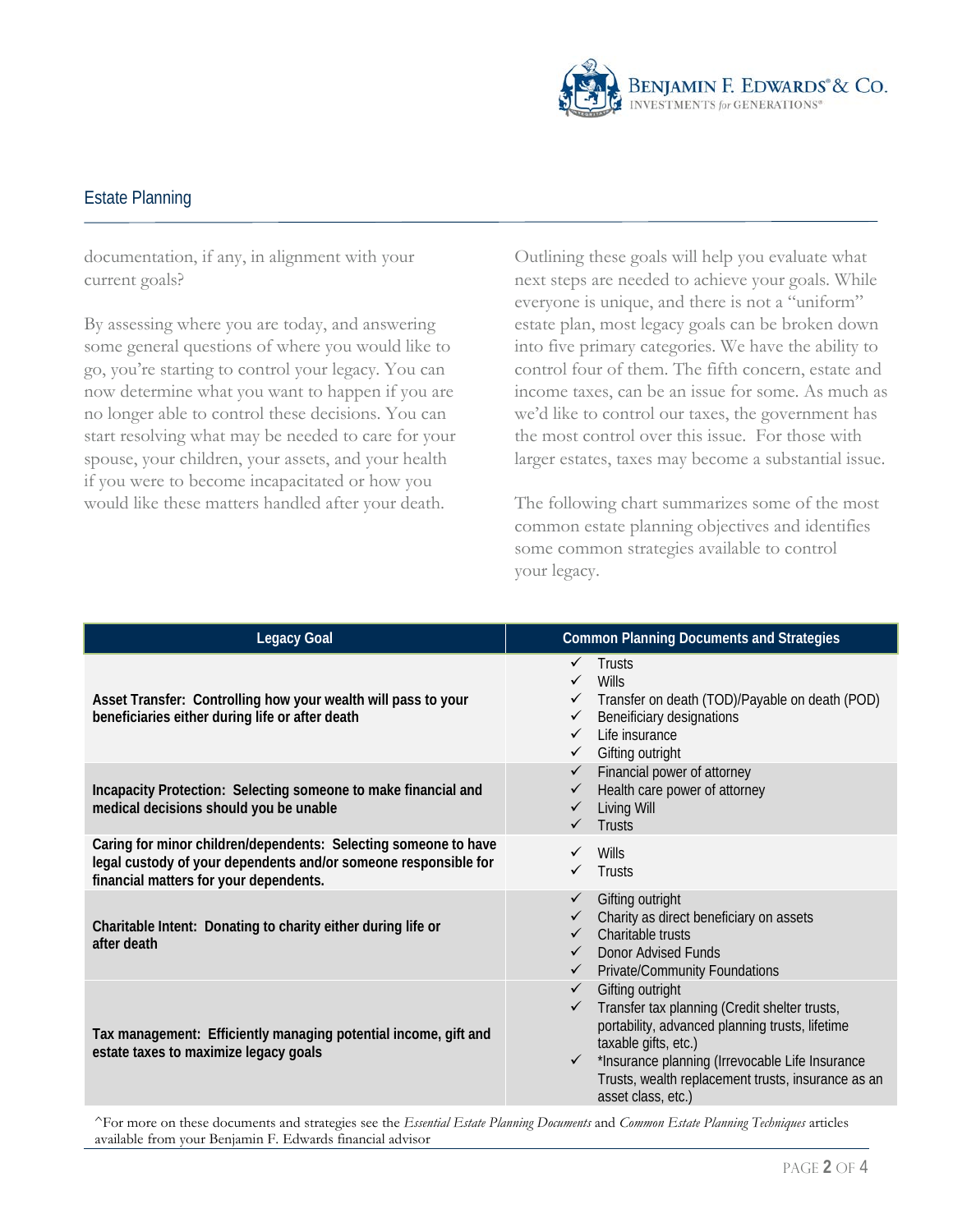documentation, if any, in alignment with your current goals?

By assessing where you are today, and answering some general questions of where you would like to go, you're starting to control your legacy. You can now determine what you want to happen if you are no longer able to control these decisions. You can start resolving what may be needed to care for your spouse, your children, your assets, and your health if you were to become incapacitated or how you would like these matters handled after your death.

Outlining these goals will help you evaluate what next steps are needed to achieve your goals. While everyone is unique, and there is not a "uniform" estate plan, most legacy goals can be broken down into five primary categories. We have the ability to control four of them. The fifth concern, estate and income taxes, can be an issue for some. As much as we'd like to control our taxes, the government has the most control over this issue. For those with larger estates, taxes may become a substantial issue.

The following chart summarizes some of the most common estate planning objectives and identifies some common strategies available to control your legacy.

| Legacy Goal | Common Planning Documents and Strategies |
|---|---|
| **Asset Transfer: Controlling how your wealth will pass to your beneficiaries either during life or after death** | ✓ Trusts<br>✓ Wills<br>✓ Transfer on death (TOD)/Payable on death (POD)<br>✓ Beneficiary designations<br>✓ Life insurance<br>✓ Gifting outright |
| **Incapacity Protection: Selecting someone to make financial and medical decisions should you be unable** | ✓ Financial power of attorney<br>✓ Health care power of attorney<br>✓ Living Will<br>✓ Trusts |
| **Caring for minor children/dependents: Selecting someone to have legal custody of your dependents and/or someone responsible for financial matters for your dependents.** | ✓ Wills<br>✓ Trusts |
| **Charitable Intent: Donating to charity either during life or after death** | ✓ Gifting outright<br>✓ Charity as direct beneficiary on assets<br>✓ Charitable trusts<br>✓ Donor Advised Funds<br>✓ Private/Community Foundations |
| **Tax management: Efficiently managing potential income, gift and estate taxes to maximize legacy goals** | ✓ Gifting outright<br>✓ Transfer tax planning (Credit shelter trusts, portability, advanced planning trusts, lifetime taxable gifts, etc.)<br>✓ *Insurance planning (Irrevocable Life Insurance Trusts, wealth replacement trusts, insurance as an asset class, etc.) |

^For more on these documents and strategies see the *Essential Estate Planning Documents* and *Common Estate Planning Techniques* articles available from your Benjamin F. Edwards financial advisor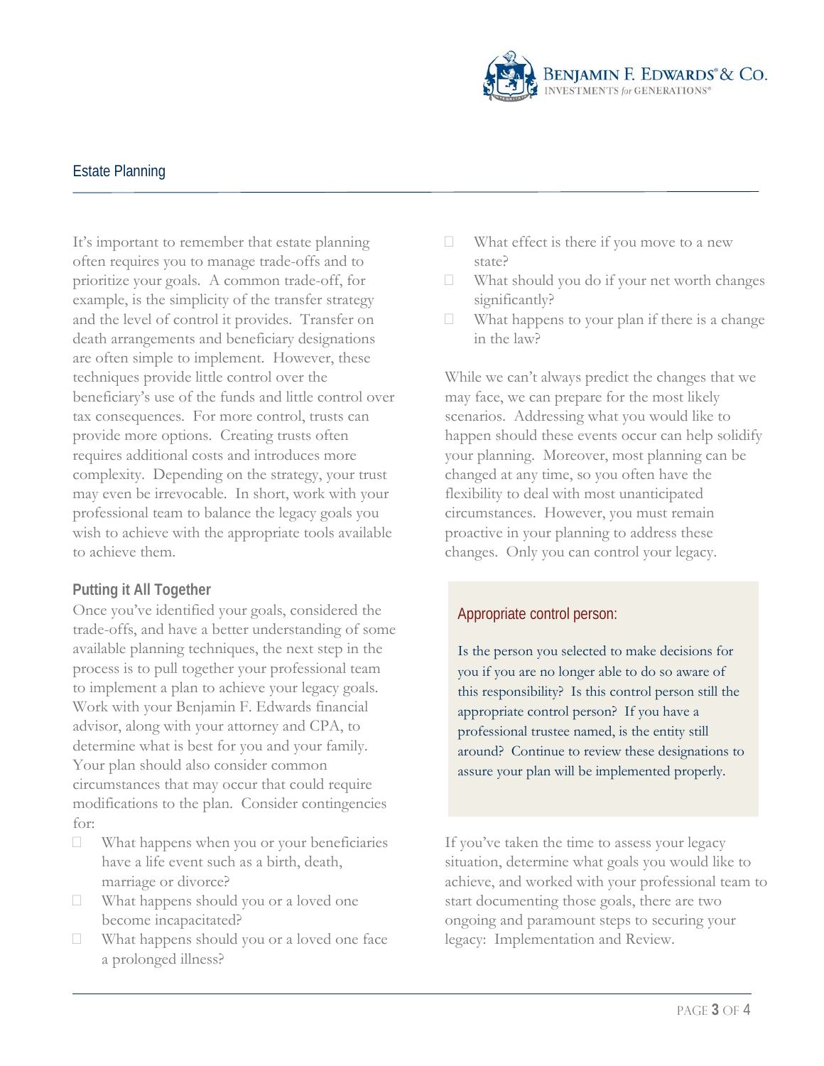It's important to remember that estate planning often requires you to manage trade-offs and to prioritize your goals. A common trade-off, for example, is the simplicity of the transfer strategy and the level of control it provides. Transfer on death arrangements and beneficiary designations are often simple to implement. However, these techniques provide little control over the beneficiary's use of the funds and little control over tax consequences. For more control, trusts can provide more options. Creating trusts often requires additional costs and introduces more complexity. Depending on the strategy, your trust may even be irrevocable. In short, work with your professional team to balance the legacy goals you wish to achieve with the appropriate tools available to achieve them.

### Putting it All Together

Once you've identified your goals, considered the trade-offs, and have a better understanding of some available planning techniques, the next step in the process is to pull together your professional team to implement a plan to achieve your legacy goals. Work with your Benjamin F. Edwards financial advisor, along with your attorney and CPA, to determine what is best for you and your family. Your plan should also consider common circumstances that may occur that could require modifications to the plan. Consider contingencies for:

- What happens when you or your beneficiaries have a life event such as a birth, death, marriage or divorce?
- What happens should you or a loved one become incapacitated?
- What happens should you or a loved one face a prolonged illness?
- What effect is there if you move to a new state?
- What should you do if your net worth changes significantly?
- What happens to your plan if there is a change in the law?

While we can't always predict the changes that we may face, we can prepare for the most likely scenarios. Addressing what you would like to happen should these events occur can help solidify your planning. Moreover, most planning can be changed at any time, so you often have the flexibility to deal with most unanticipated circumstances. However, you must remain proactive in your planning to address these changes. Only you can control your legacy.

> **Appropriate control person:**
>
> Is the person you selected to make decisions for you if you are no longer able to do so aware of this responsibility? Is this control person still the appropriate control person? If you have a professional trustee named, is the entity still around? Continue to review these designations to assure your plan will be implemented properly.

If you've taken the time to assess your legacy situation, determine what goals you would like to achieve, and worked with your professional team to start documenting those goals, there are two ongoing and paramount steps to securing your legacy: Implementation and Review.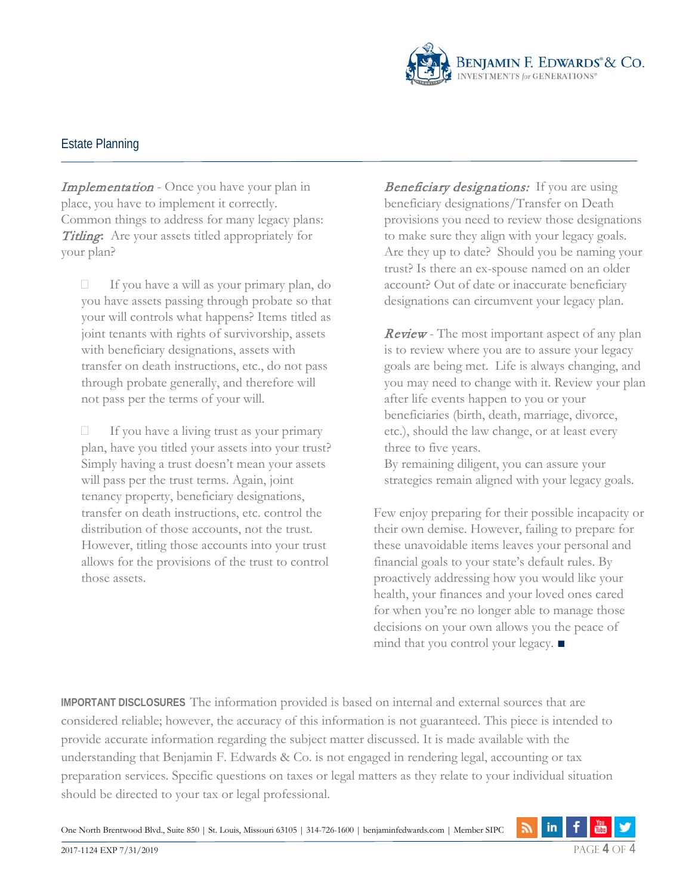## Estate Planning

*Implementation* - Once you have your plan in place, you have to implement it correctly. Common things to address for many legacy plans:
***Titling***: Are your assets titled appropriately for your plan?

- If you have a will as your primary plan, do you have assets passing through probate so that your will controls what happens? Items titled as joint tenants with rights of survivorship, assets with beneficiary designations, assets with transfer on death instructions, etc., do not pass through probate generally, and therefore will not pass per the terms of your will.

- If you have a living trust as your primary plan, have you titled your assets into your trust? Simply having a trust doesn't mean your assets will pass per the trust terms. Again, joint tenancy property, beneficiary designations, transfer on death instructions, etc. control the distribution of those accounts, not the trust. However, titling those accounts into your trust allows for the provisions of the trust to control those assets.

***Beneficiary designations:*** If you are using beneficiary designations/Transfer on Death provisions you need to review those designations to make sure they align with your legacy goals. Are they up to date? Should you be naming your trust? Is there an ex-spouse named on an older account? Out of date or inaccurate beneficiary designations can circumvent your legacy plan.

***Review*** - The most important aspect of any plan is to review where you are to assure your legacy goals are being met. Life is always changing, and you may need to change with it. Review your plan after life events happen to you or your beneficiaries (birth, death, marriage, divorce, etc.), should the law change, or at least every three to five years.
By remaining diligent, you can assure your strategies remain aligned with your legacy goals.

Few enjoy preparing for their possible incapacity or their own demise. However, failing to prepare for these unavoidable items leaves your personal and financial goals to your state's default rules. By proactively addressing how you would like your health, your finances and your loved ones cared for when you're no longer able to manage those decisions on your own allows you the peace of mind that you control your legacy. ■

**IMPORTANT DISCLOSURES** The information provided is based on internal and external sources that are considered reliable; however, the accuracy of this information is not guaranteed. This piece is intended to provide accurate information regarding the subject matter discussed. It is made available with the understanding that Benjamin F. Edwards & Co. is not engaged in rendering legal, accounting or tax preparation services. Specific questions on taxes or legal matters as they relate to your individual situation should be directed to your tax or legal professional.

One North Brentwood Blvd., Suite 850 | St. Louis, Missouri 63105 | 314-726-1600 | benjaminfedwards.com | Member SIPC

2017-1124 EXP 7/31/2019